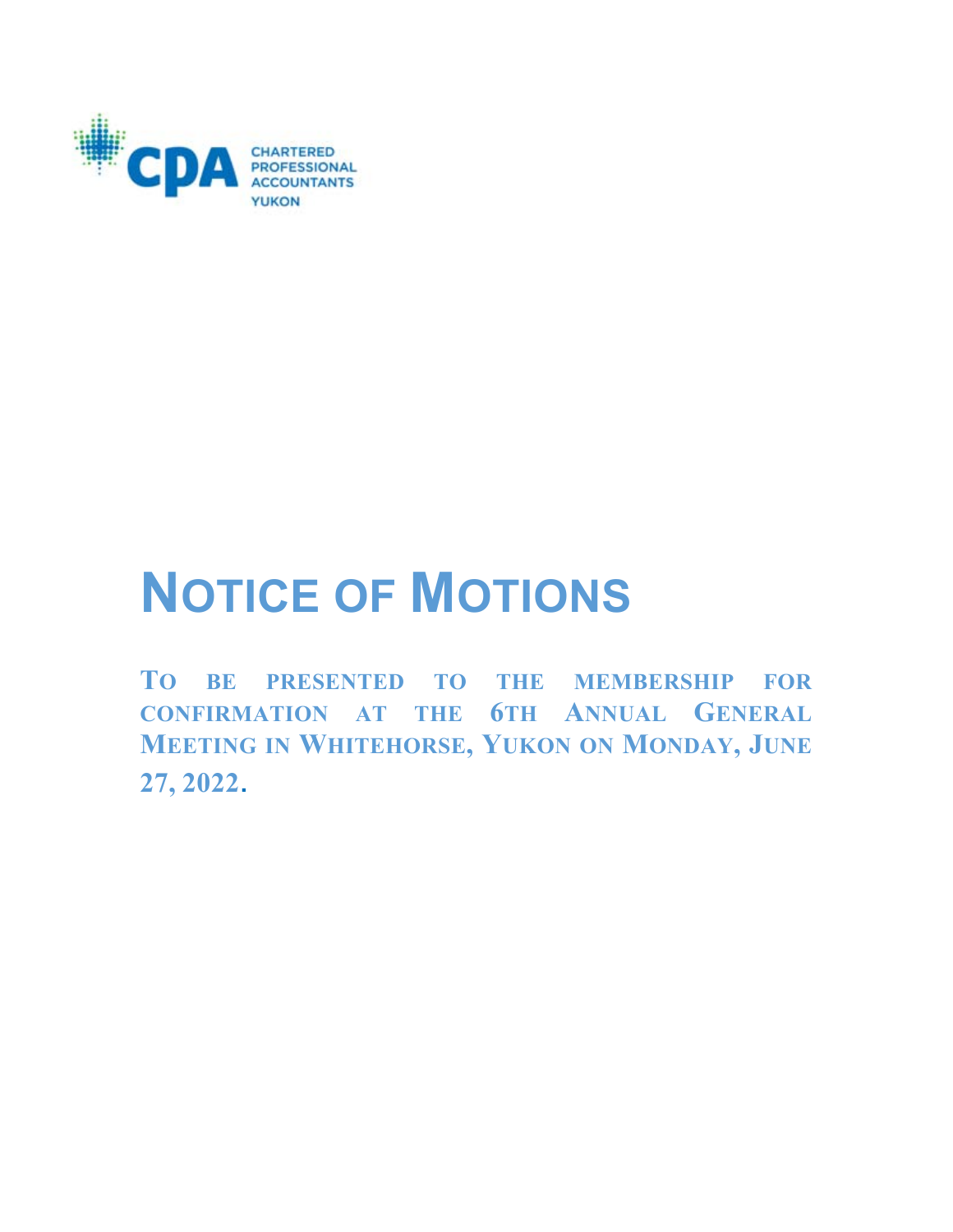CHARTERED PROFESSIONAL ACCOUNTANTS YUKON

# NOTICE OF MOTIONS

**TO BE PRESENTED TO THE MEMBERSHIP FOR CONFIRMATION AT THE 6TH ANNUAL GENERAL MEETING IN WHITEHORSE, YUKON ON MONDAY, JUNE 27, 2022.**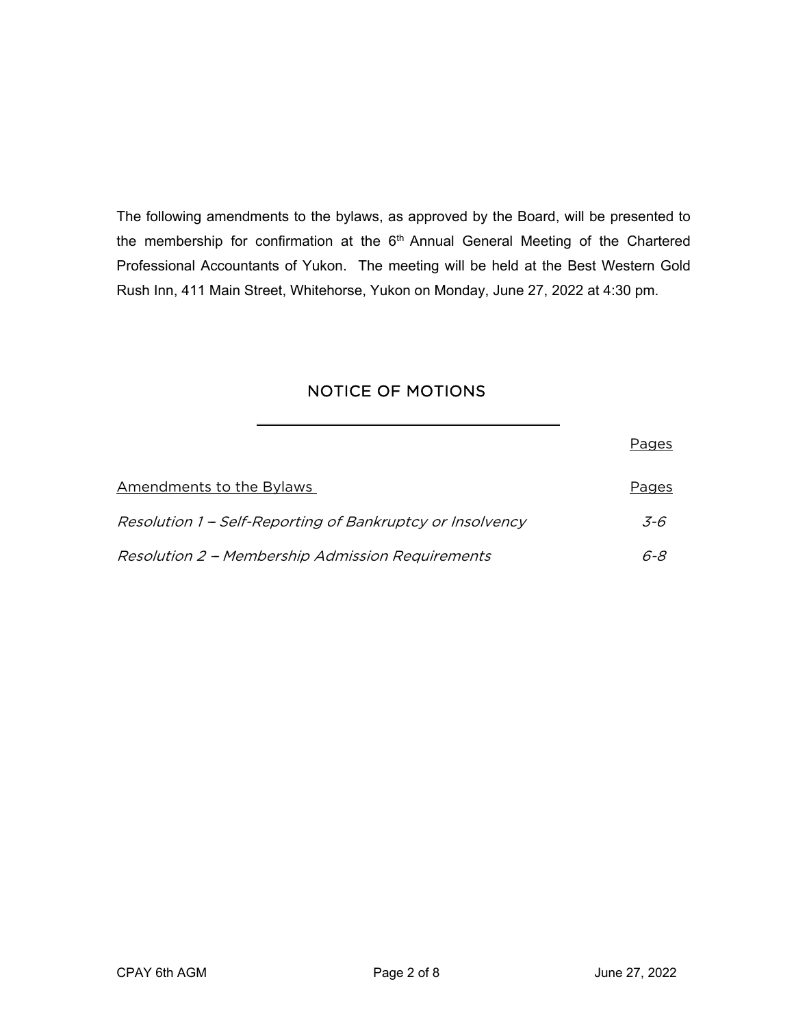The following amendments to the bylaws, as approved by the Board, will be presented to the membership for confirmation at the 6th Annual General Meeting of the Chartered Professional Accountants of Yukon. The meeting will be held at the Best Western Gold Rush Inn, 411 Main Street, Whitehorse, Yukon on Monday, June 27, 2022 at 4:30 pm.

## NOTICE OF MOTIONS

| | Pages |
|---|---|
| Amendments to the Bylaws | Pages |
| *Resolution 1 – Self-Reporting of Bankruptcy or Insolvency* | *3-6* |
| *Resolution 2 – Membership Admission Requirements* | *6-8* |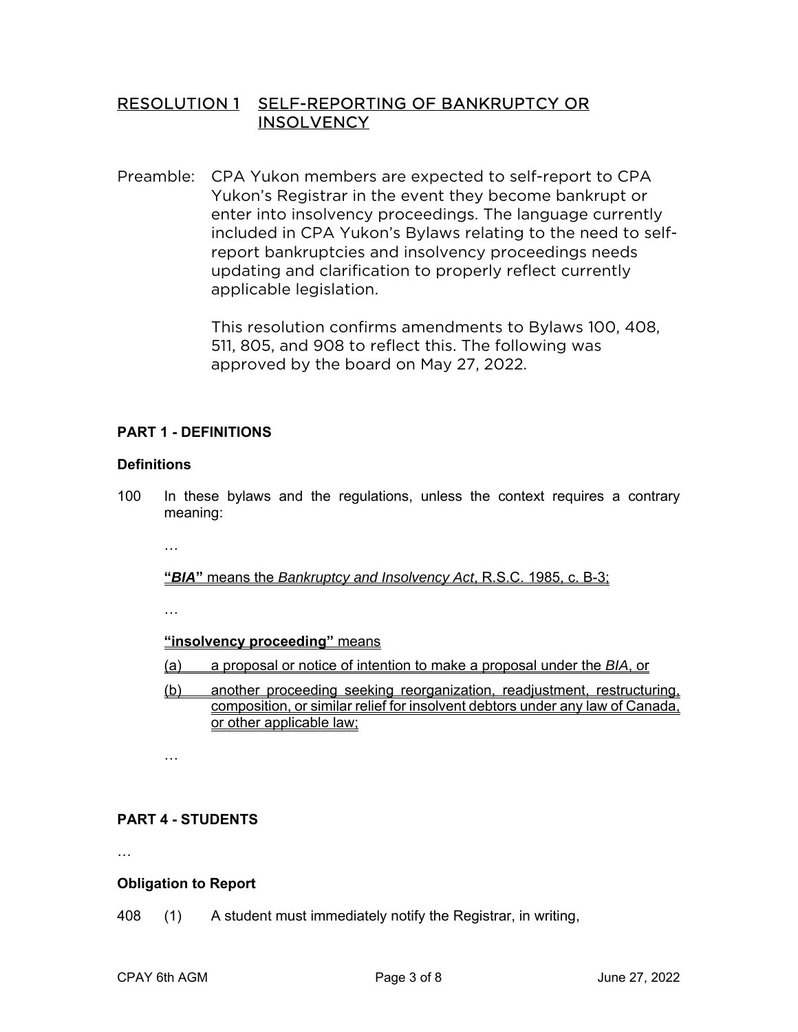## RESOLUTION 1 SELF-REPORTING OF BANKRUPTCY OR INSOLVENCY

Preamble: CPA Yukon members are expected to self-report to CPA Yukon's Registrar in the event they become bankrupt or enter into insolvency proceedings. The language currently included in CPA Yukon's Bylaws relating to the need to self-report bankruptcies and insolvency proceedings needs updating and clarification to properly reflect currently applicable legislation.

This resolution confirms amendments to Bylaws 100, 408, 511, 805, and 908 to reflect this. The following was approved by the board on May 27, 2022.

### PART 1 - DEFINITIONS

#### Definitions

100 In these bylaws and the regulations, unless the context requires a contrary meaning:

…

**"*BIA*"** means the *Bankruptcy and Insolvency Act*, R.S.C. 1985, c. B-3;

…

**"insolvency proceeding"** means

(a) a proposal or notice of intention to make a proposal under the *BIA*, or

(b) another proceeding seeking reorganization, readjustment, restructuring, composition, or similar relief for insolvent debtors under any law of Canada, or other applicable law;

…

### PART 4 - STUDENTS

…

#### Obligation to Report

408 (1) A student must immediately notify the Registrar, in writing,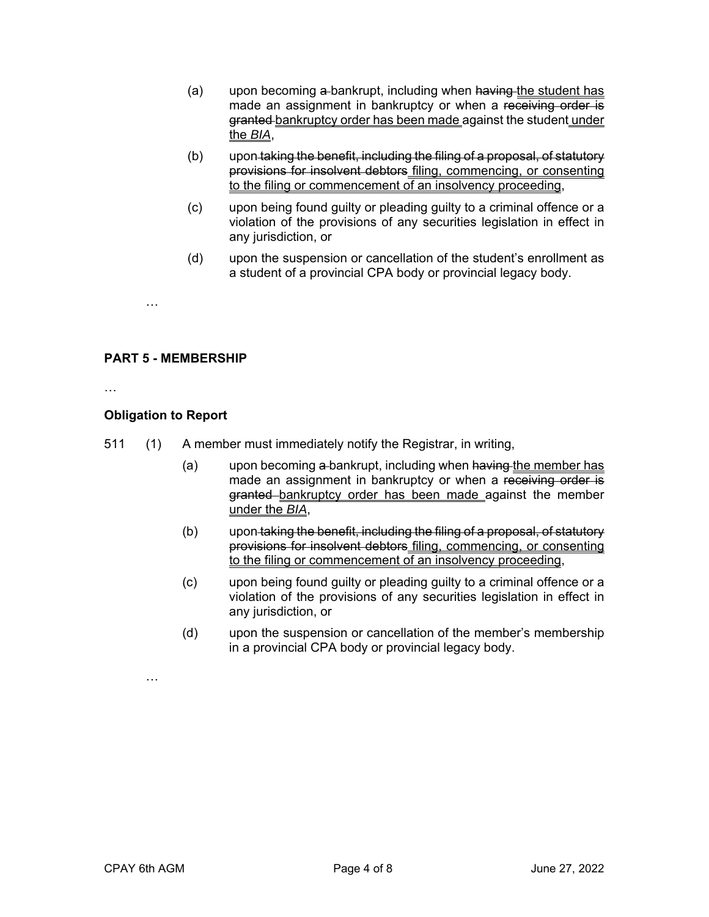(a) upon becoming ~~a~~ bankrupt, including when ~~having~~ <u>the student has</u> made an assignment in bankruptcy or when a ~~receiving order is granted~~ <u>bankruptcy order has been made</u> against the student <u>under the *BIA*</u>,

(b) upon ~~taking the benefit, including the filing of a proposal, of statutory provisions for insolvent debtors~~ <u>filing, commencing, or consenting to the filing or commencement of an insolvency proceeding</u>,

(c) upon being found guilty or pleading guilty to a criminal offence or a violation of the provisions of any securities legislation in effect in any jurisdiction, or

(d) upon the suspension or cancellation of the student's enrollment as a student of a provincial CPA body or provincial legacy body.

…

## PART 5 - MEMBERSHIP

…

### Obligation to Report

511 (1) A member must immediately notify the Registrar, in writing,

(a) upon becoming ~~a~~ bankrupt, including when ~~having~~ <u>the member has</u> made an assignment in bankruptcy or when a ~~receiving order is granted~~ <u>bankruptcy order has been made</u> against the member <u>under the *BIA*</u>,

(b) upon ~~taking the benefit, including the filing of a proposal, of statutory provisions for insolvent debtors~~ <u>filing, commencing, or consenting to the filing or commencement of an insolvency proceeding</u>,

(c) upon being found guilty or pleading guilty to a criminal offence or a violation of the provisions of any securities legislation in effect in any jurisdiction, or

(d) upon the suspension or cancellation of the member's membership in a provincial CPA body or provincial legacy body.

…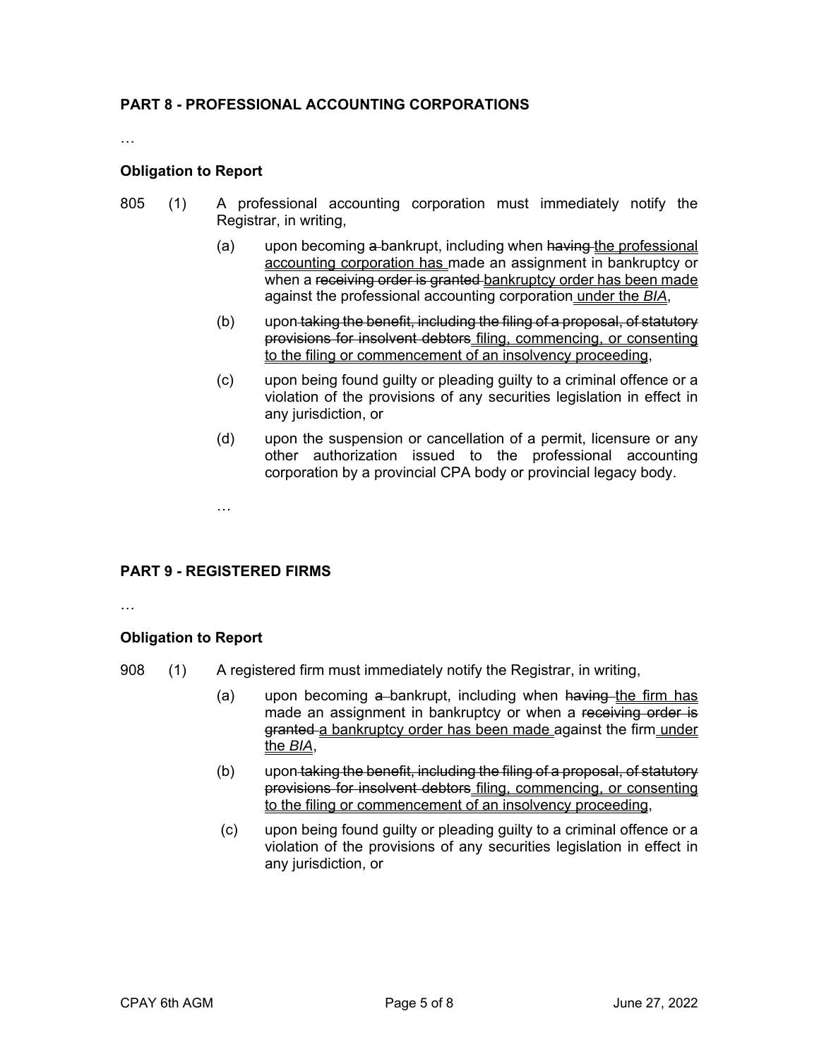## PART 8 - PROFESSIONAL ACCOUNTING CORPORATIONS

…

### Obligation to Report

805 (1) A professional accounting corporation must immediately notify the Registrar, in writing,

(a) upon becoming ~~a~~ bankrupt, including when ~~having~~ <u>the professional accounting corporation has</u> made an assignment in bankruptcy or when a ~~receiving order is granted~~ <u>bankruptcy order has been made</u> against the professional accounting corporation <u>under the *BIA*</u>,

(b) upon ~~taking the benefit, including the filing of a proposal, of statutory provisions for insolvent debtors~~ <u>filing, commencing, or consenting to the filing or commencement of an insolvency proceeding</u>,

(c) upon being found guilty or pleading guilty to a criminal offence or a violation of the provisions of any securities legislation in effect in any jurisdiction, or

(d) upon the suspension or cancellation of a permit, licensure or any other authorization issued to the professional accounting corporation by a provincial CPA body or provincial legacy body.

…

## PART 9 - REGISTERED FIRMS

…

### Obligation to Report

908 (1) A registered firm must immediately notify the Registrar, in writing,

(a) upon becoming ~~a~~ bankrupt, including when ~~having~~ <u>the firm has</u> made an assignment in bankruptcy or when a ~~receiving order is granted~~ <u>a bankruptcy order has been made</u> against the firm <u>under the *BIA*</u>,

(b) upon ~~taking the benefit, including the filing of a proposal, of statutory provisions for insolvent debtors~~ <u>filing, commencing, or consenting to the filing or commencement of an insolvency proceeding</u>,

(c) upon being found guilty or pleading guilty to a criminal offence or a violation of the provisions of any securities legislation in effect in any jurisdiction, or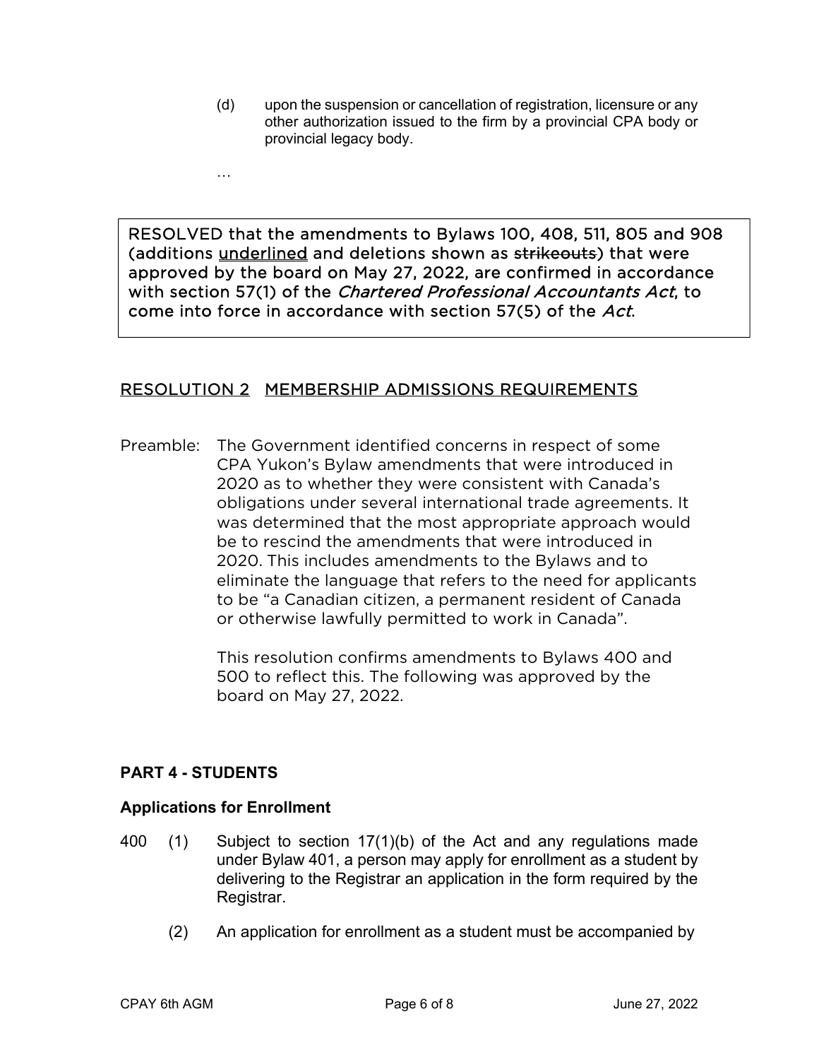(d) upon the suspension or cancellation of registration, licensure or any other authorization issued to the firm by a provincial CPA body or provincial legacy body.

…

> RESOLVED that the amendments to Bylaws 100, 408, 511, 805 and 908 (additions <u>underlined</u> and deletions shown as ~~strikeouts~~) that were approved by the board on May 27, 2022, are confirmed in accordance with section 57(1) of the *Chartered Professional Accountants Act*, to come into force in accordance with section 57(5) of the *Act*.

## <u>RESOLUTION 2 MEMBERSHIP ADMISSIONS REQUIREMENTS</u>

Preamble: The Government identified concerns in respect of some CPA Yukon's Bylaw amendments that were introduced in 2020 as to whether they were consistent with Canada's obligations under several international trade agreements. It was determined that the most appropriate approach would be to rescind the amendments that were introduced in 2020. This includes amendments to the Bylaws and to eliminate the language that refers to the need for applicants to be "a Canadian citizen, a permanent resident of Canada or otherwise lawfully permitted to work in Canada".

This resolution confirms amendments to Bylaws 400 and 500 to reflect this. The following was approved by the board on May 27, 2022.

### PART 4 - STUDENTS

#### Applications for Enrollment

400 (1) Subject to section 17(1)(b) of the Act and any regulations made under Bylaw 401, a person may apply for enrollment as a student by delivering to the Registrar an application in the form required by the Registrar.

(2) An application for enrollment as a student must be accompanied by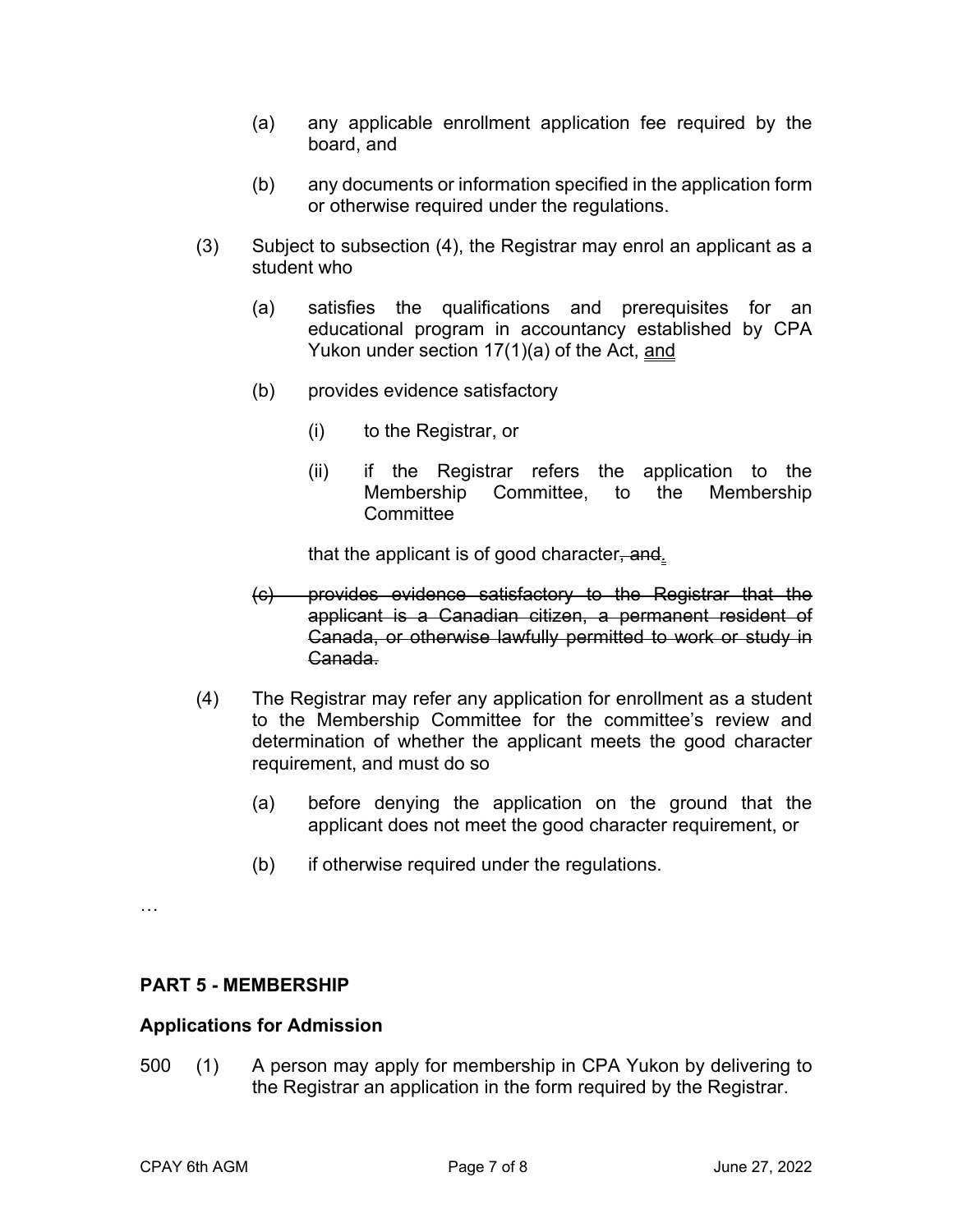(a) any applicable enrollment application fee required by the board, and

(b) any documents or information specified in the application form or otherwise required under the regulations.

(3) Subject to subsection (4), the Registrar may enrol an applicant as a student who

(a) satisfies the qualifications and prerequisites for an educational program in accountancy established by CPA Yukon under section 17(1)(a) of the Act, <u>and</u>

(b) provides evidence satisfactory

(i) to the Registrar, or

(ii) if the Registrar refers the application to the Membership Committee, to the Membership Committee

that the applicant is of good character~~, and~~<u>.</u>

~~(c) provides evidence satisfactory to the Registrar that the applicant is a Canadian citizen, a permanent resident of Canada, or otherwise lawfully permitted to work or study in Canada.~~

(4) The Registrar may refer any application for enrollment as a student to the Membership Committee for the committee's review and determination of whether the applicant meets the good character requirement, and must do so

(a) before denying the application on the ground that the applicant does not meet the good character requirement, or

(b) if otherwise required under the regulations.

…

## PART 5 - MEMBERSHIP

### Applications for Admission

500 (1) A person may apply for membership in CPA Yukon by delivering to the Registrar an application in the form required by the Registrar.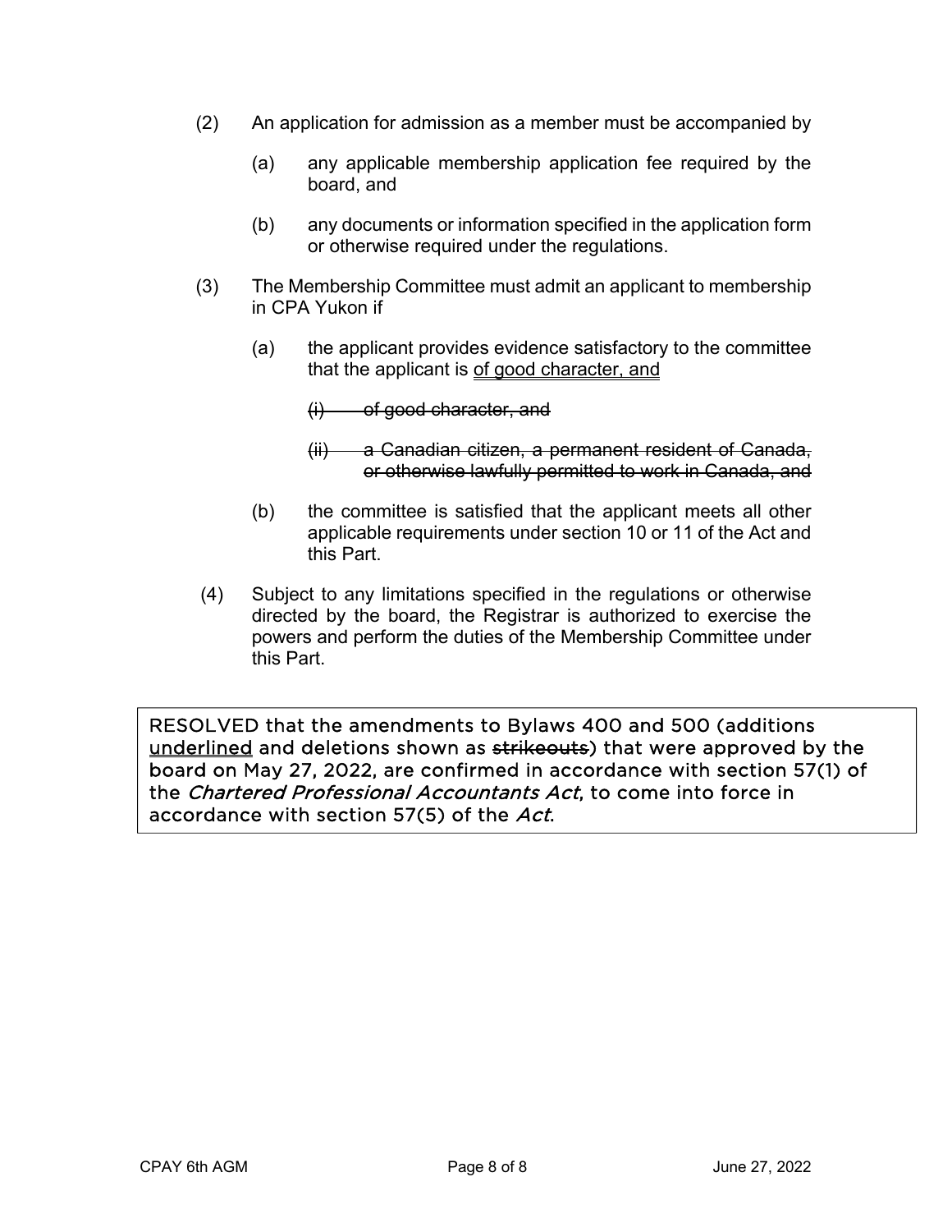(2) An application for admission as a member must be accompanied by

(a) any applicable membership application fee required by the board, and

(b) any documents or information specified in the application form or otherwise required under the regulations.

(3) The Membership Committee must admit an applicant to membership in CPA Yukon if

(a) the applicant provides evidence satisfactory to the committee that the applicant is <u>of good character, and</u>

~~(i) of good character, and~~

~~(ii) a Canadian citizen, a permanent resident of Canada, or otherwise lawfully permitted to work in Canada, and~~

(b) the committee is satisfied that the applicant meets all other applicable requirements under section 10 or 11 of the Act and this Part.

(4) Subject to any limitations specified in the regulations or otherwise directed by the board, the Registrar is authorized to exercise the powers and perform the duties of the Membership Committee under this Part.

RESOLVED that the amendments to Bylaws 400 and 500 (additions <u>underlined</u> and deletions shown as ~~strikeouts~~) that were approved by the board on May 27, 2022, are confirmed in accordance with section 57(1) of the *Chartered Professional Accountants Act*, to come into force in accordance with section 57(5) of the *Act*.